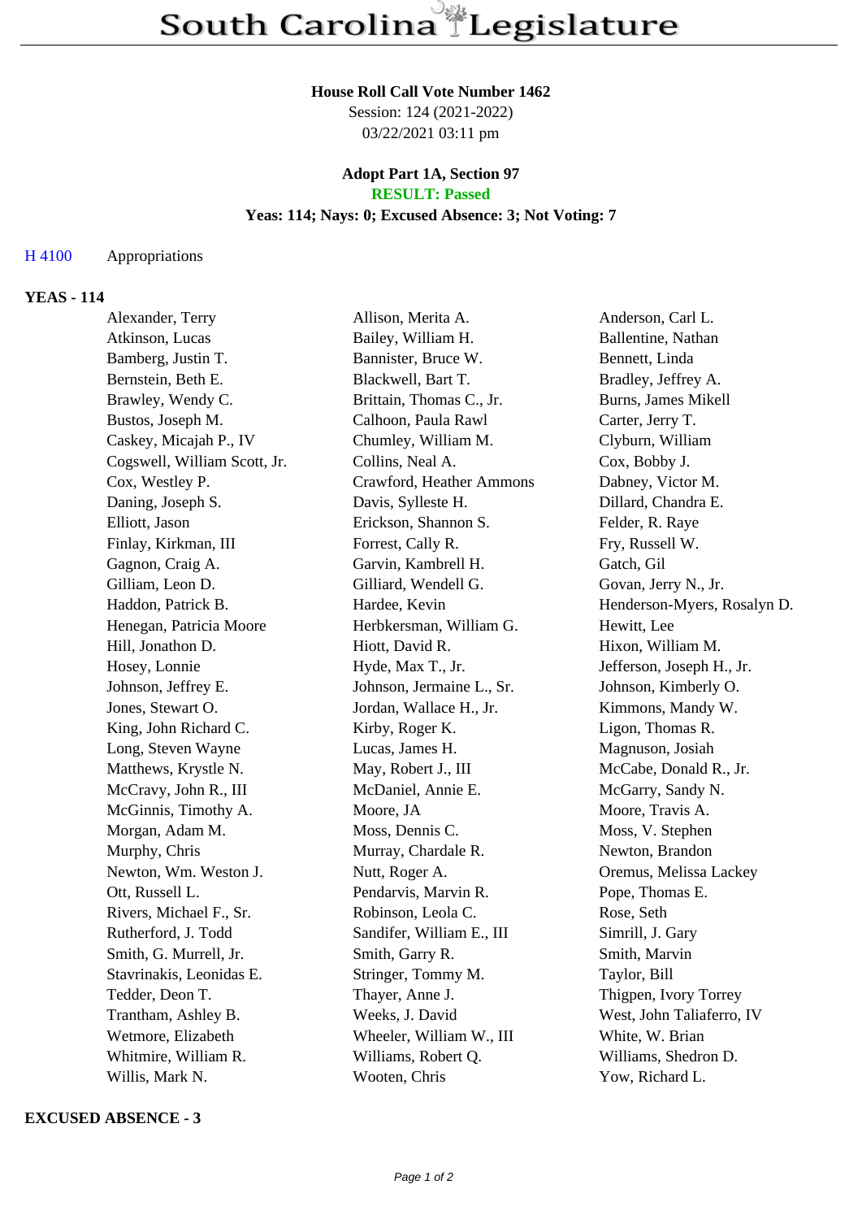# South Carolina Legislature

**House Roll Call Vote Number 1462**
Session: 124 (2021-2022)
03/22/2021 03:11 pm

**Adopt Part 1A, Section 97**
**RESULT: Passed**
**Yeas: 114; Nays: 0; Excused Absence: 3; Not Voting: 7**

H 4100 Appropriations

**YEAS - 114**

| | | |
|---|---|---|
| Alexander, Terry | Allison, Merita A. | Anderson, Carl L. |
| Atkinson, Lucas | Bailey, William H. | Ballentine, Nathan |
| Bamberg, Justin T. | Bannister, Bruce W. | Bennett, Linda |
| Bernstein, Beth E. | Blackwell, Bart T. | Bradley, Jeffrey A. |
| Brawley, Wendy C. | Brittain, Thomas C., Jr. | Burns, James Mikell |
| Bustos, Joseph M. | Calhoon, Paula Rawl | Carter, Jerry T. |
| Caskey, Micajah P., IV | Chumley, William M. | Clyburn, William |
| Cogswell, William Scott, Jr. | Collins, Neal A. | Cox, Bobby J. |
| Cox, Westley P. | Crawford, Heather Ammons | Dabney, Victor M. |
| Daning, Joseph S. | Davis, Sylleste H. | Dillard, Chandra E. |
| Elliott, Jason | Erickson, Shannon S. | Felder, R. Raye |
| Finlay, Kirkman, III | Forrest, Cally R. | Fry, Russell W. |
| Gagnon, Craig A. | Garvin, Kambrell H. | Gatch, Gil |
| Gilliam, Leon D. | Gilliard, Wendell G. | Govan, Jerry N., Jr. |
| Haddon, Patrick B. | Hardee, Kevin | Henderson-Myers, Rosalyn D. |
| Henegan, Patricia Moore | Herbkersman, William G. | Hewitt, Lee |
| Hill, Jonathon D. | Hiott, David R. | Hixon, William M. |
| Hosey, Lonnie | Hyde, Max T., Jr. | Jefferson, Joseph H., Jr. |
| Johnson, Jeffrey E. | Johnson, Jermaine L., Sr. | Johnson, Kimberly O. |
| Jones, Stewart O. | Jordan, Wallace H., Jr. | Kimmons, Mandy W. |
| King, John Richard C. | Kirby, Roger K. | Ligon, Thomas R. |
| Long, Steven Wayne | Lucas, James H. | Magnuson, Josiah |
| Matthews, Krystle N. | May, Robert J., III | McCabe, Donald R., Jr. |
| McCravy, John R., III | McDaniel, Annie E. | McGarry, Sandy N. |
| McGinnis, Timothy A. | Moore, JA | Moore, Travis A. |
| Morgan, Adam M. | Moss, Dennis C. | Moss, V. Stephen |
| Murphy, Chris | Murray, Chardale R. | Newton, Brandon |
| Newton, Wm. Weston J. | Nutt, Roger A. | Oremus, Melissa Lackey |
| Ott, Russell L. | Pendarvis, Marvin R. | Pope, Thomas E. |
| Rivers, Michael F., Sr. | Robinson, Leola C. | Rose, Seth |
| Rutherford, J. Todd | Sandifer, William E., III | Simrill, J. Gary |
| Smith, G. Murrell, Jr. | Smith, Garry R. | Smith, Marvin |
| Stavrinakis, Leonidas E. | Stringer, Tommy M. | Taylor, Bill |
| Tedder, Deon T. | Thayer, Anne J. | Thigpen, Ivory Torrey |
| Trantham, Ashley B. | Weeks, J. David | West, John Taliaferro, IV |
| Wetmore, Elizabeth | Wheeler, William W., III | White, W. Brian |
| Whitmire, William R. | Williams, Robert Q. | Williams, Shedron D. |
| Willis, Mark N. | Wooten, Chris | Yow, Richard L. |

**EXCUSED ABSENCE - 3**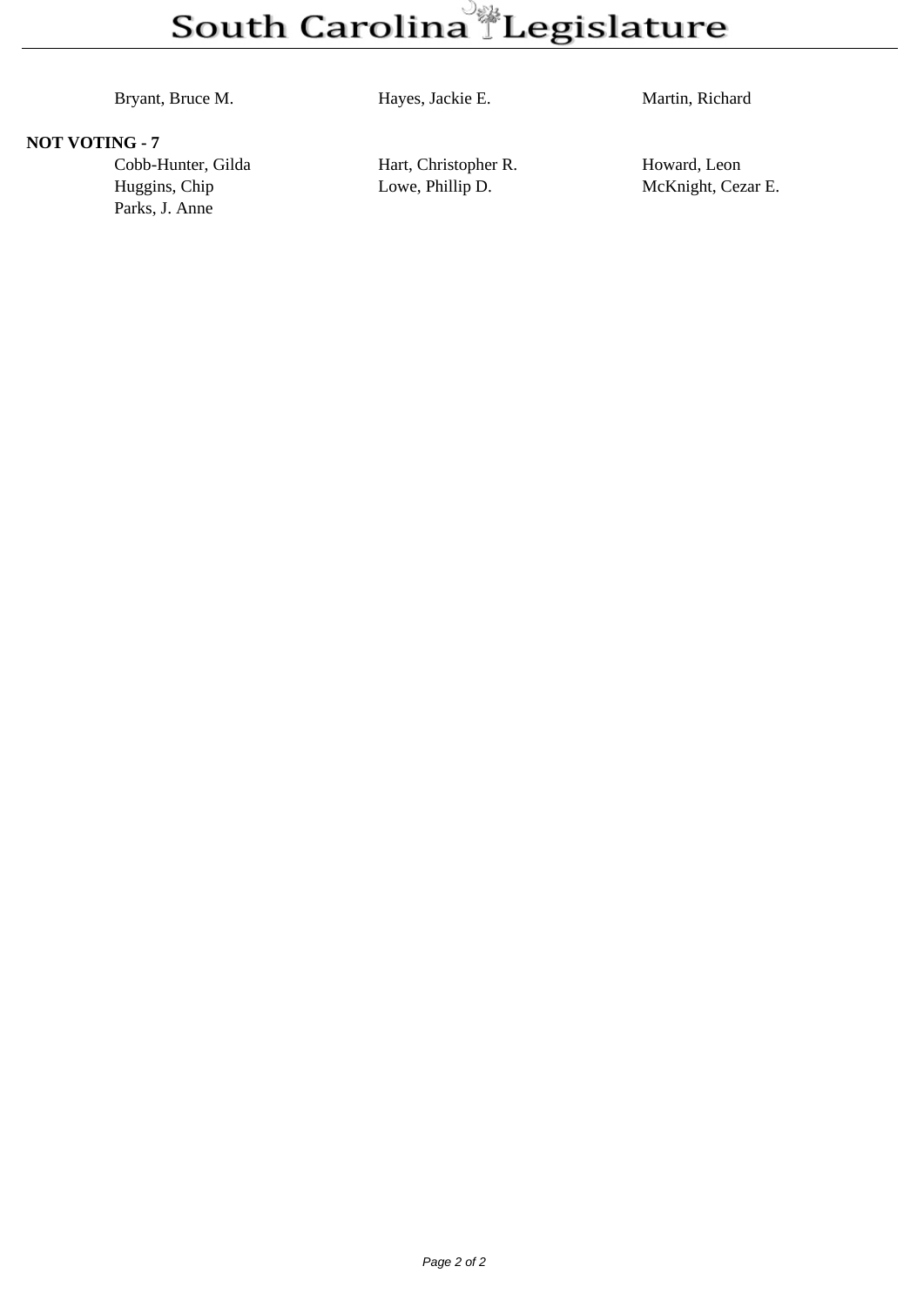| | | |
|---|---|---|
| Bryant, Bruce M. | Hayes, Jackie E. | Martin, Richard |

**NOT VOTING - 7**

| | | |
|---|---|---|
| Cobb-Hunter, Gilda | Hart, Christopher R. | Howard, Leon |
| Huggins, Chip | Lowe, Phillip D. | McKnight, Cezar E. |
| Parks, J. Anne | | |